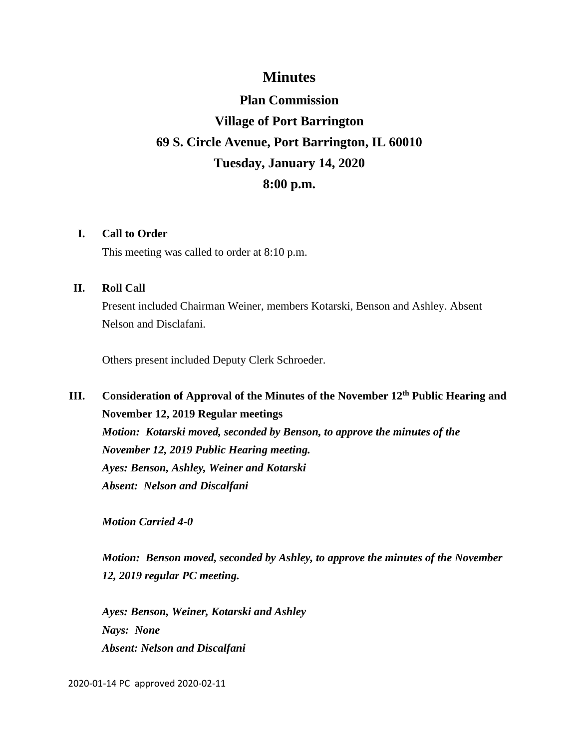# Minutes

## Plan Commission

## Village of Port Barrington

## 69 S. Circle Avenue, Port Barrington, IL 60010

## Tuesday, January 14, 2020

## 8:00 p.m.

**I. Call to Order**

This meeting was called to order at 8:10 p.m.

**II. Roll Call**

Present included Chairman Weiner, members Kotarski, Benson and Ashley. Absent Nelson and Disclafani.

Others present included Deputy Clerk Schroeder.

**III. Consideration of Approval of the Minutes of the November 12th Public Hearing and November 12, 2019 Regular meetings**

***Motion: Kotarski moved, seconded by Benson, to approve the minutes of the November 12, 2019 Public Hearing meeting.***
***Ayes: Benson, Ashley, Weiner and Kotarski***
***Absent: Nelson and Discalfani***

***Motion Carried 4-0***

***Motion: Benson moved, seconded by Ashley, to approve the minutes of the November 12, 2019 regular PC meeting.***

***Ayes: Benson, Weiner, Kotarski and Ashley***
***Nays: None***
***Absent: Nelson and Discalfani***

2020-01-14 PC approved 2020-02-11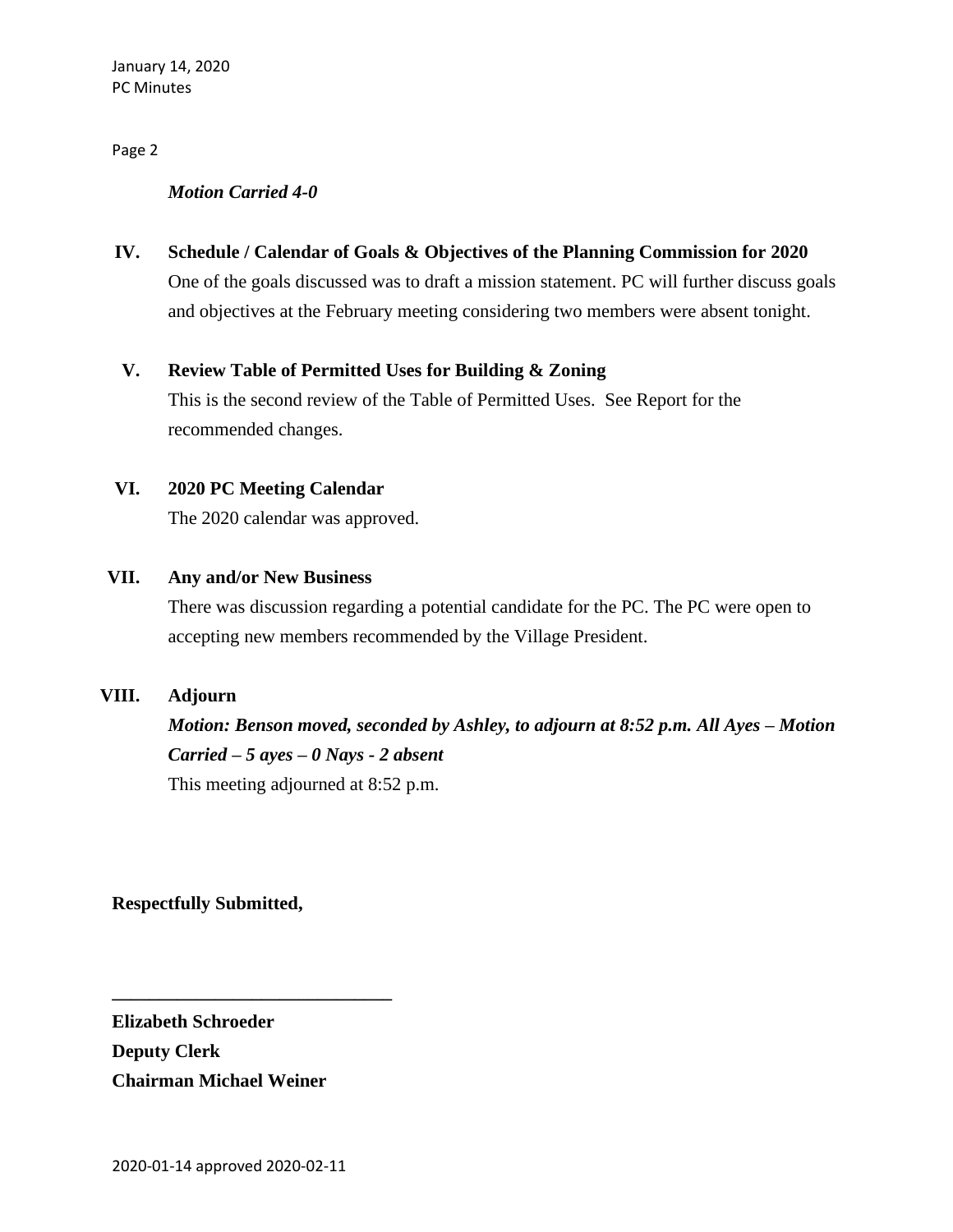***Motion Carried 4-0***

**IV. Schedule / Calendar of Goals & Objectives of the Planning Commission for 2020**

One of the goals discussed was to draft a mission statement. PC will further discuss goals and objectives at the February meeting considering two members were absent tonight.

**V. Review Table of Permitted Uses for Building & Zoning**

This is the second review of the Table of Permitted Uses. See Report for the recommended changes.

**VI. 2020 PC Meeting Calendar**

The 2020 calendar was approved.

**VII. Any and/or New Business**

There was discussion regarding a potential candidate for the PC. The PC were open to accepting new members recommended by the Village President.

**VIII. Adjourn**

***Motion: Benson moved, seconded by Ashley, to adjourn at 8:52 p.m. All Ayes – Motion Carried – 5 ayes – 0 Nays - 2 absent***

This meeting adjourned at 8:52 p.m.

**Respectfully Submitted,**

______________________________

**Elizabeth Schroeder**
**Deputy Clerk**
**Chairman Michael Weiner**

2020-01-14 approved 2020-02-11